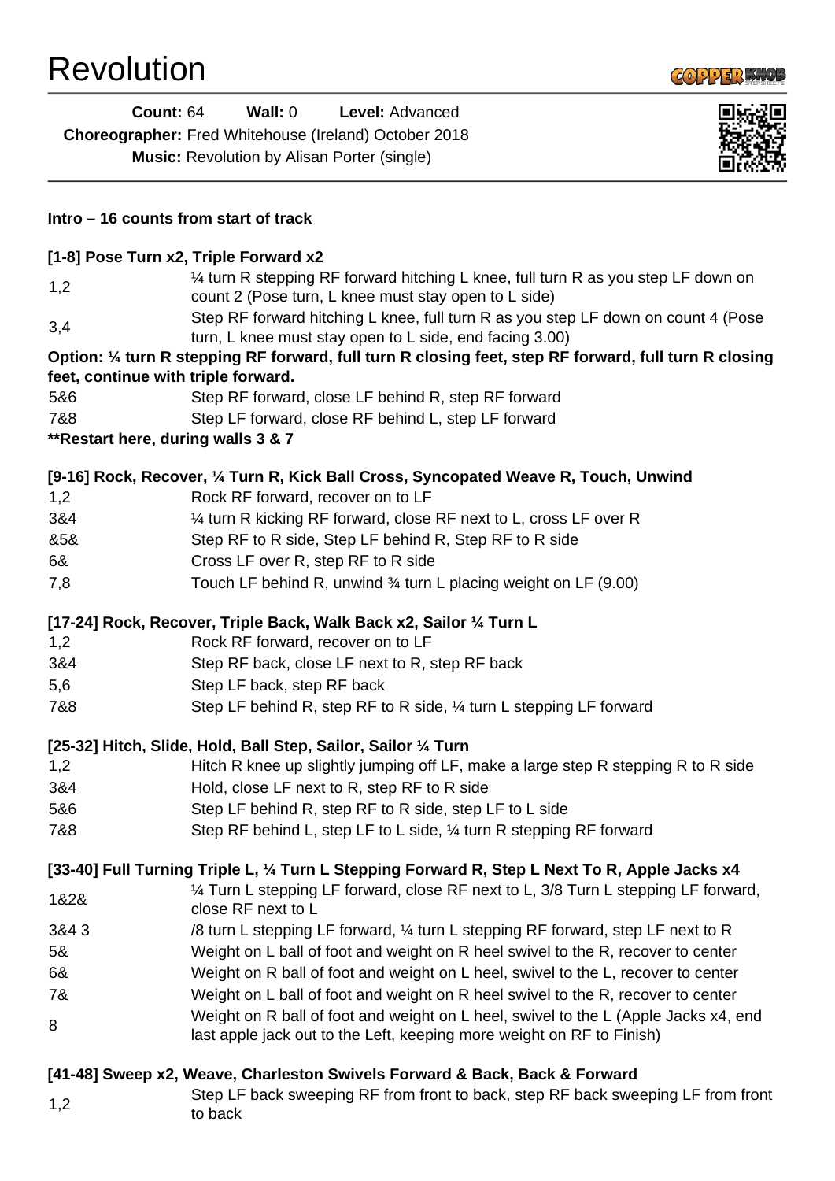# Revolution

**Count:** 64 **Wall:** 0 **Level:** Advanced
**Choreographer:** Fred Whitehouse (Ireland) October 2018
**Music:** Revolution by Alisan Porter (single)

**Intro – 16 counts from start of track**

**[1-8] Pose Turn x2, Triple Forward x2**

| | |
|---|---|
| 1,2 | ¼ turn R stepping RF forward hitching L knee, full turn R as you step LF down on count 2 (Pose turn, L knee must stay open to L side) |
| 3,4 | Step RF forward hitching L knee, full turn R as you step LF down on count 4 (Pose turn, L knee must stay open to L side, end facing 3.00) |

**Option: ¼ turn R stepping RF forward, full turn R closing feet, step RF forward, full turn R closing feet, continue with triple forward.**

| | |
|---|---|
| 5&6 | Step RF forward, close LF behind R, step RF forward |
| 7&8 | Step LF forward, close RF behind L, step LF forward |

**Restart here, during walls 3 & 7**

**[9-16] Rock, Recover, ¼ Turn R, Kick Ball Cross, Syncopated Weave R, Touch, Unwind**

| | |
|---|---|
| 1,2 | Rock RF forward, recover on to LF |
| 3&4 | ¼ turn R kicking RF forward, close RF next to L, cross LF over R |
| &5& | Step RF to R side, Step LF behind R, Step RF to R side |
| 6& | Cross LF over R, step RF to R side |
| 7,8 | Touch LF behind R, unwind ¾ turn L placing weight on LF (9.00) |

**[17-24] Rock, Recover, Triple Back, Walk Back x2, Sailor ¼ Turn L**

| | |
|---|---|
| 1,2 | Rock RF forward, recover on to LF |
| 3&4 | Step RF back, close LF next to R, step RF back |
| 5,6 | Step LF back, step RF back |
| 7&8 | Step LF behind R, step RF to R side, ¼ turn L stepping LF forward |

**[25-32] Hitch, Slide, Hold, Ball Step, Sailor, Sailor ¼ Turn**

| | |
|---|---|
| 1,2 | Hitch R knee up slightly jumping off LF, make a large step R stepping R to R side |
| 3&4 | Hold, close LF next to R, step RF to R side |
| 5&6 | Step LF behind R, step RF to R side, step LF to L side |
| 7&8 | Step RF behind L, step LF to L side, ¼ turn R stepping RF forward |

**[33-40] Full Turning Triple L, ¼ Turn L Stepping Forward R, Step L Next To R, Apple Jacks x4**

| | |
|---|---|
| 1&2& | ¼ Turn L stepping LF forward, close RF next to L, 3/8 Turn L stepping LF forward, close RF next to L |
| 3&4 3 | /8 turn L stepping LF forward, ¼ turn L stepping RF forward, step LF next to R |
| 5& | Weight on L ball of foot and weight on R heel swivel to the R, recover to center |
| 6& | Weight on R ball of foot and weight on L heel, swivel to the L, recover to center |
| 7& | Weight on L ball of foot and weight on R heel swivel to the R, recover to center |
| 8 | Weight on R ball of foot and weight on L heel, swivel to the L (Apple Jacks x4, end last apple jack out to the Left, keeping more weight on RF to Finish) |

**[41-48] Sweep x2, Weave, Charleston Swivels Forward & Back, Back & Forward**

| | |
|---|---|
| 1,2 | Step LF back sweeping RF from front to back, step RF back sweeping LF from front to back |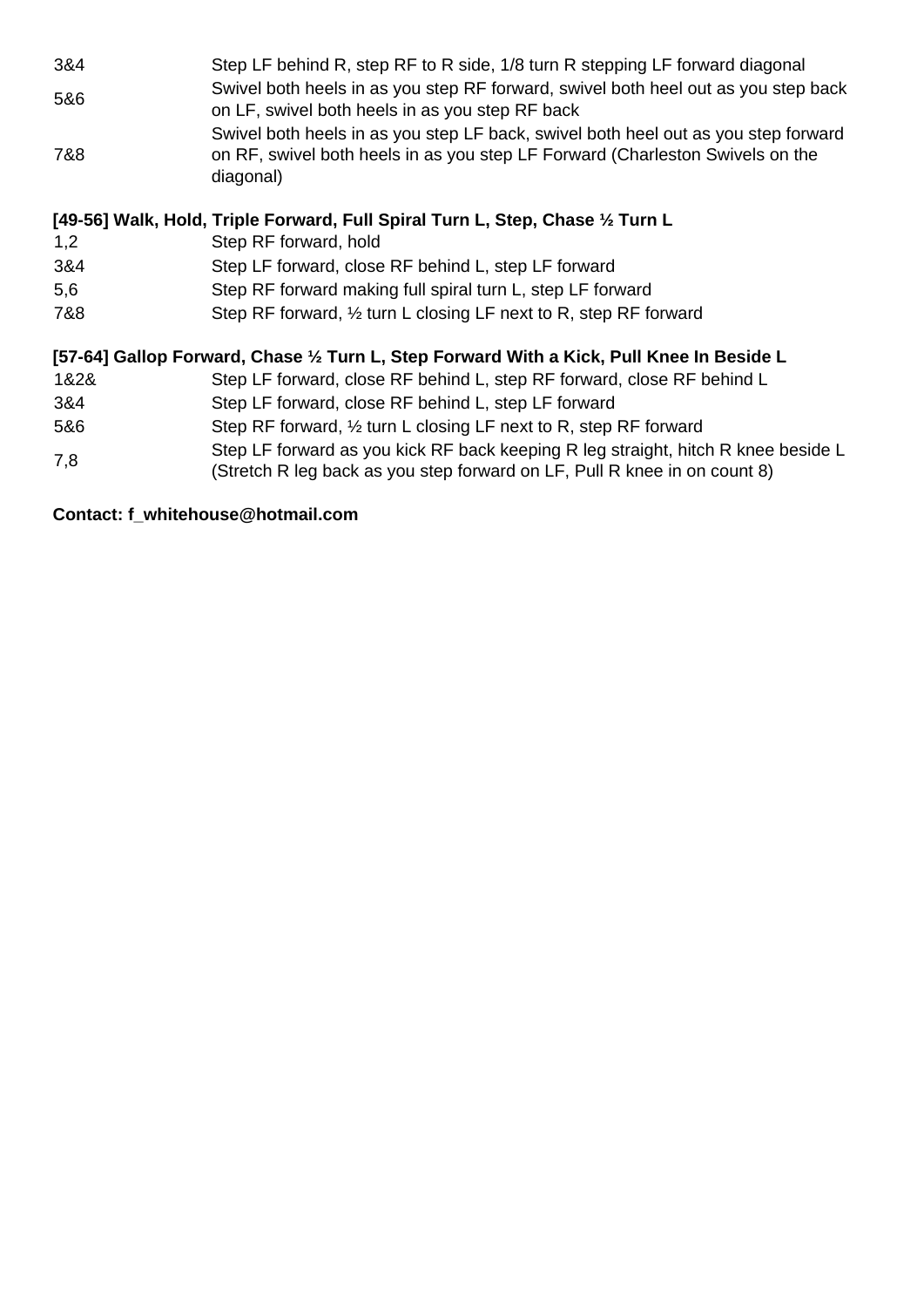| | |
|---|---|
| 3&4 | Step LF behind R, step RF to R side, 1/8 turn R stepping LF forward diagonal |
| 5&6 | Swivel both heels in as you step RF forward, swivel both heel out as you step back on LF, swivel both heels in as you step RF back |
| 7&8 | Swivel both heels in as you step LF back, swivel both heel out as you step forward on RF, swivel both heels in as you step LF Forward (Charleston Swivels on the diagonal) |

**[49-56] Walk, Hold, Triple Forward, Full Spiral Turn L, Step, Chase ½ Turn L**

| | |
|---|---|
| 1,2 | Step RF forward, hold |
| 3&4 | Step LF forward, close RF behind L, step LF forward |
| 5,6 | Step RF forward making full spiral turn L, step LF forward |
| 7&8 | Step RF forward, ½ turn L closing LF next to R, step RF forward |

**[57-64] Gallop Forward, Chase ½ Turn L, Step Forward With a Kick, Pull Knee In Beside L**

| | |
|---|---|
| 1&2& | Step LF forward, close RF behind L, step RF forward, close RF behind L |
| 3&4 | Step LF forward, close RF behind L, step LF forward |
| 5&6 | Step RF forward, ½ turn L closing LF next to R, step RF forward |
| 7,8 | Step LF forward as you kick RF back keeping R leg straight, hitch R knee beside L (Stretch R leg back as you step forward on LF, Pull R knee in on count 8) |

**Contact: f_whitehouse@hotmail.com**